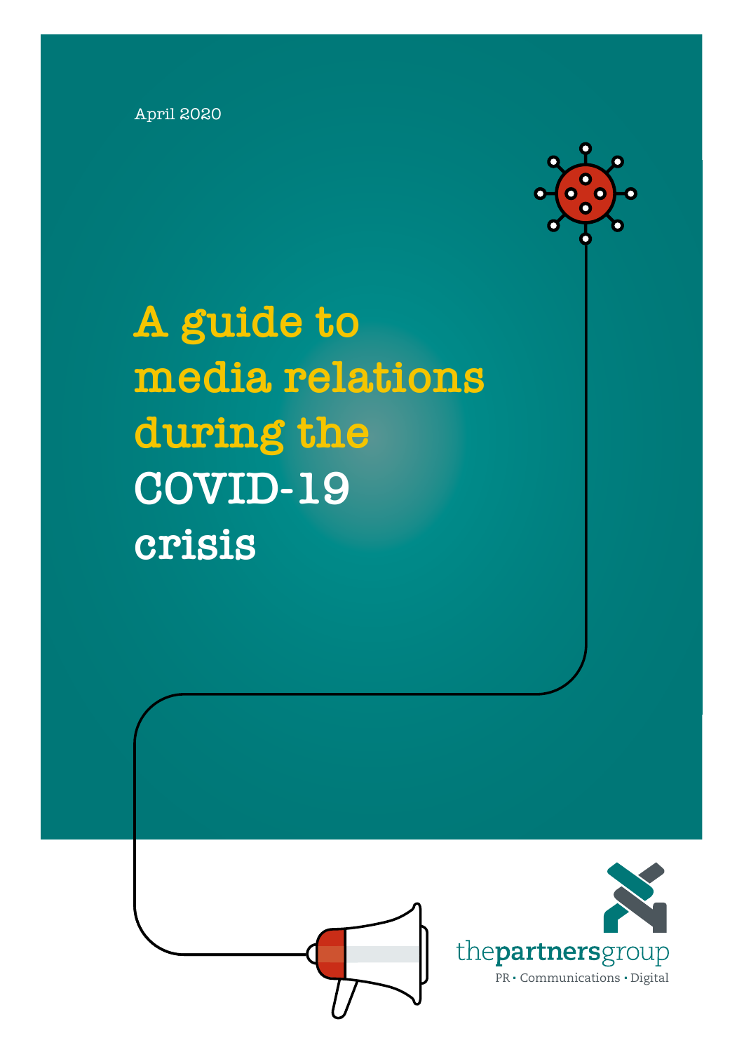April 2020

# A guide to media relations during the COVID-19 crisis

thepartnersgroup

PR • Communications • Digital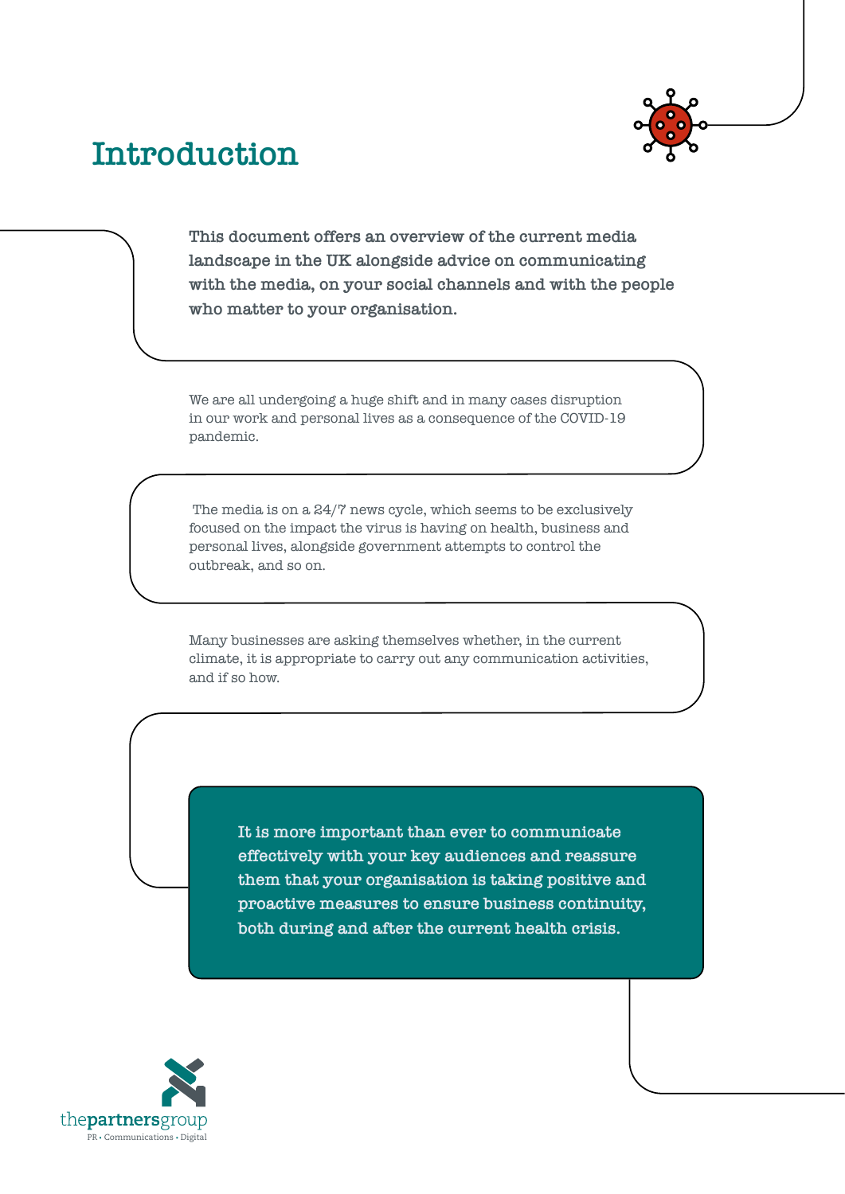# Introduction

**This document offers an overview of the current media landscape in the UK alongside advice on communicating with the media, on your social channels and with the people who matter to your organisation.**

We are all undergoing a huge shift and in many cases disruption in our work and personal lives as a consequence of the COVID-19 pandemic.

The media is on a 24/7 news cycle, which seems to be exclusively focused on the impact the virus is having on health, business and personal lives, alongside government attempts to control the outbreak, and so on.

Many businesses are asking themselves whether, in the current climate, it is appropriate to carry out any communication activities, and if so how.

**It is more important than ever to communicate effectively with your key audiences and reassure them that your organisation is taking positive and proactive measures to ensure business continuity, both during and after the current health crisis.**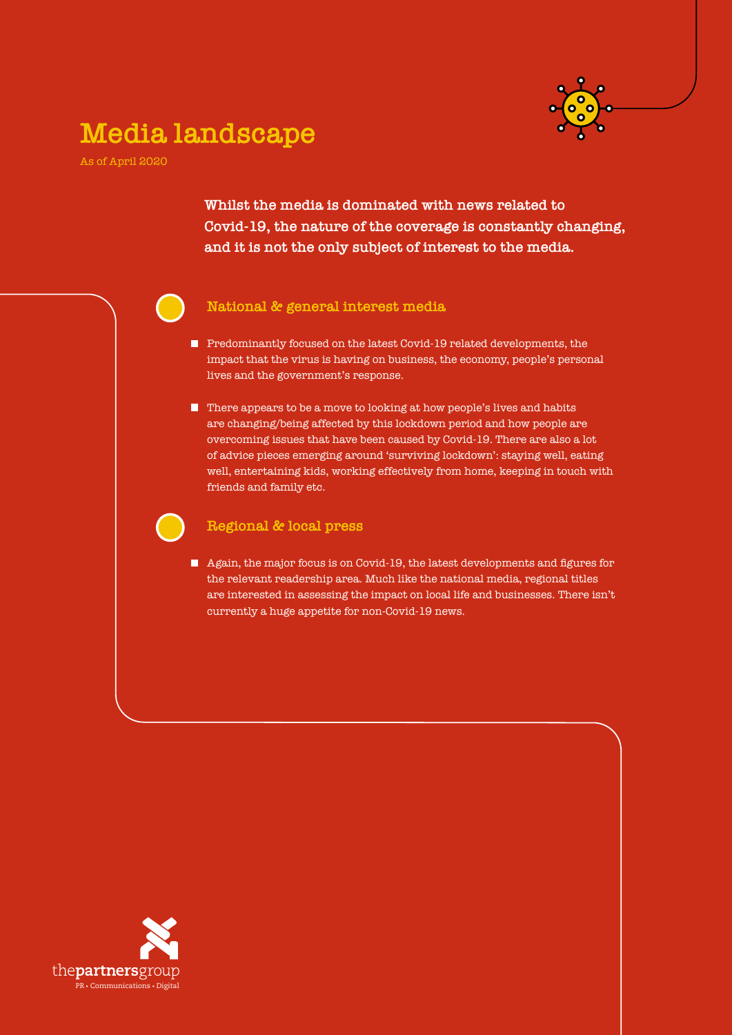# Media landscape

As of April 2020

**Whilst the media is dominated with news related to Covid-19, the nature of the coverage is constantly changing, and it is not the only subject of interest to the media.**

## National & general interest media

- Predominantly focused on the latest Covid-19 related developments, the impact that the virus is having on business, the economy, people's personal lives and the government's response.
- There appears to be a move to looking at how people's lives and habits are changing/being affected by this lockdown period and how people are overcoming issues that have been caused by Covid-19. There are also a lot of advice pieces emerging around 'surviving lockdown': staying well, eating well, entertaining kids, working effectively from home, keeping in touch with friends and family etc.

## Regional & local press

- Again, the major focus is on Covid-19, the latest developments and figures for the relevant readership area. Much like the national media, regional titles are interested in assessing the impact on local life and businesses. There isn't currently a huge appetite for non-Covid-19 news.

thepartnersgroup
PR • Communications • Digital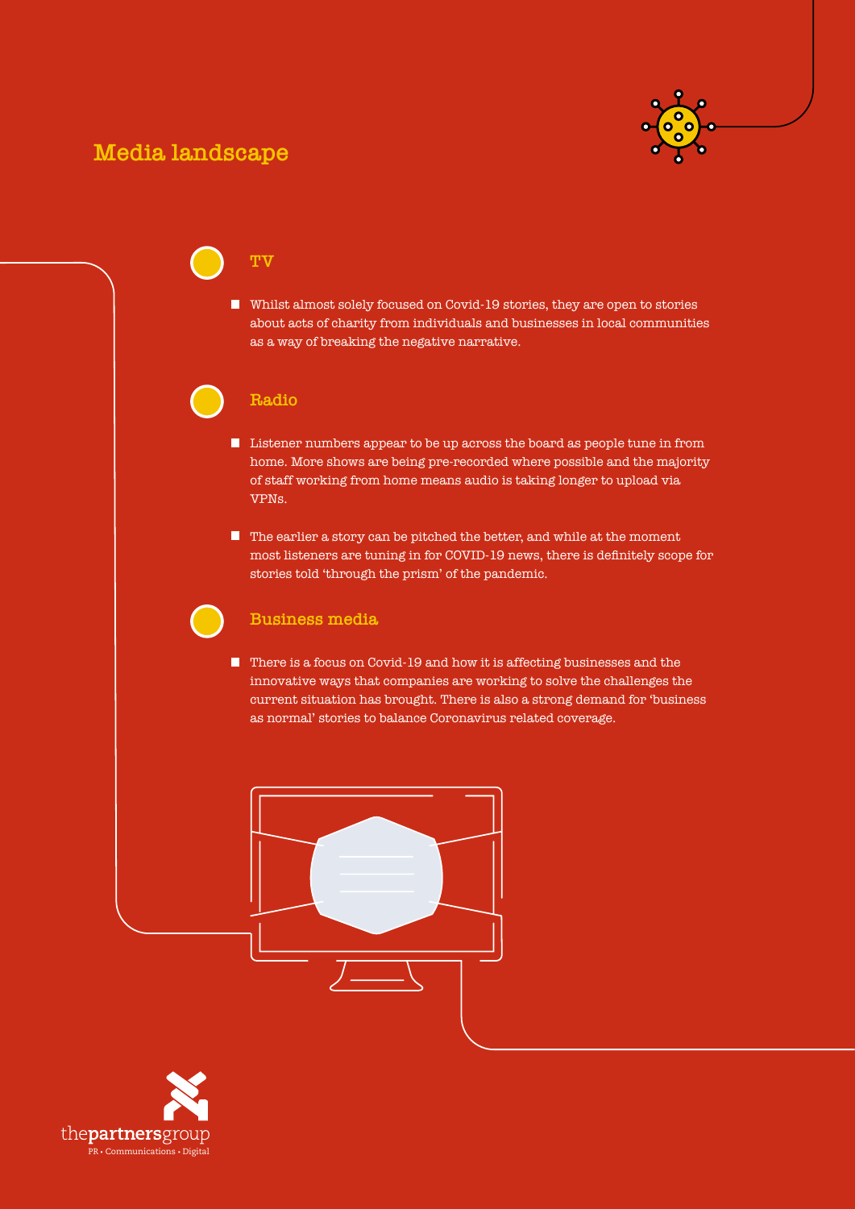# Media landscape

## TV

- Whilst almost solely focused on Covid-19 stories, they are open to stories about acts of charity from individuals and businesses in local communities as a way of breaking the negative narrative.

## Radio

- Listener numbers appear to be up across the board as people tune in from home. More shows are being pre-recorded where possible and the majority of staff working from home means audio is taking longer to upload via VPNs.
- The earlier a story can be pitched the better, and while at the moment most listeners are tuning in for COVID-19 news, there is definitely scope for stories told 'through the prism' of the pandemic.

## Business media

- There is a focus on Covid-19 and how it is affecting businesses and the innovative ways that companies are working to solve the challenges the current situation has brought. There is also a strong demand for 'business as normal' stories to balance Coronavirus related coverage.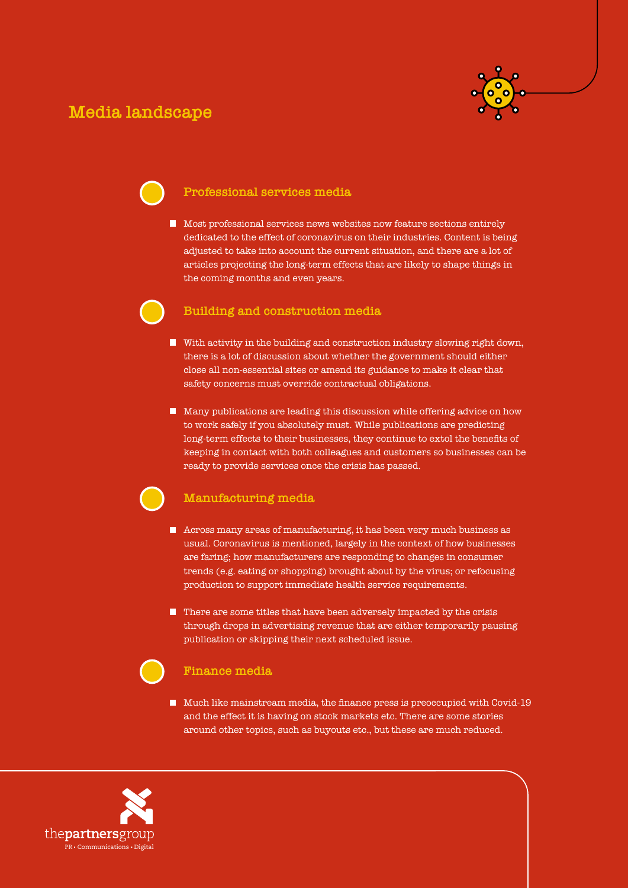# Media landscape

## Professional services media

- Most professional services news websites now feature sections entirely dedicated to the effect of coronavirus on their industries. Content is being adjusted to take into account the current situation, and there are a lot of articles projecting the long-term effects that are likely to shape things in the coming months and even years.

## Building and construction media

- With activity in the building and construction industry slowing right down, there is a lot of discussion about whether the government should either close all non-essential sites or amend its guidance to make it clear that safety concerns must override contractual obligations.
- Many publications are leading this discussion while offering advice on how to work safely if you absolutely must. While publications are predicting long-term effects to their businesses, they continue to extol the benefits of keeping in contact with both colleagues and customers so businesses can be ready to provide services once the crisis has passed.

## Manufacturing media

- Across many areas of manufacturing, it has been very much business as usual. Coronavirus is mentioned, largely in the context of how businesses are faring; how manufacturers are responding to changes in consumer trends (e.g. eating or shopping) brought about by the virus; or refocusing production to support immediate health service requirements.
- There are some titles that have been adversely impacted by the crisis through drops in advertising revenue that are either temporarily pausing publication or skipping their next scheduled issue.

## Finance media

- Much like mainstream media, the finance press is preoccupied with Covid-19 and the effect it is having on stock markets etc. There are some stories around other topics, such as buyouts etc., but these are much reduced.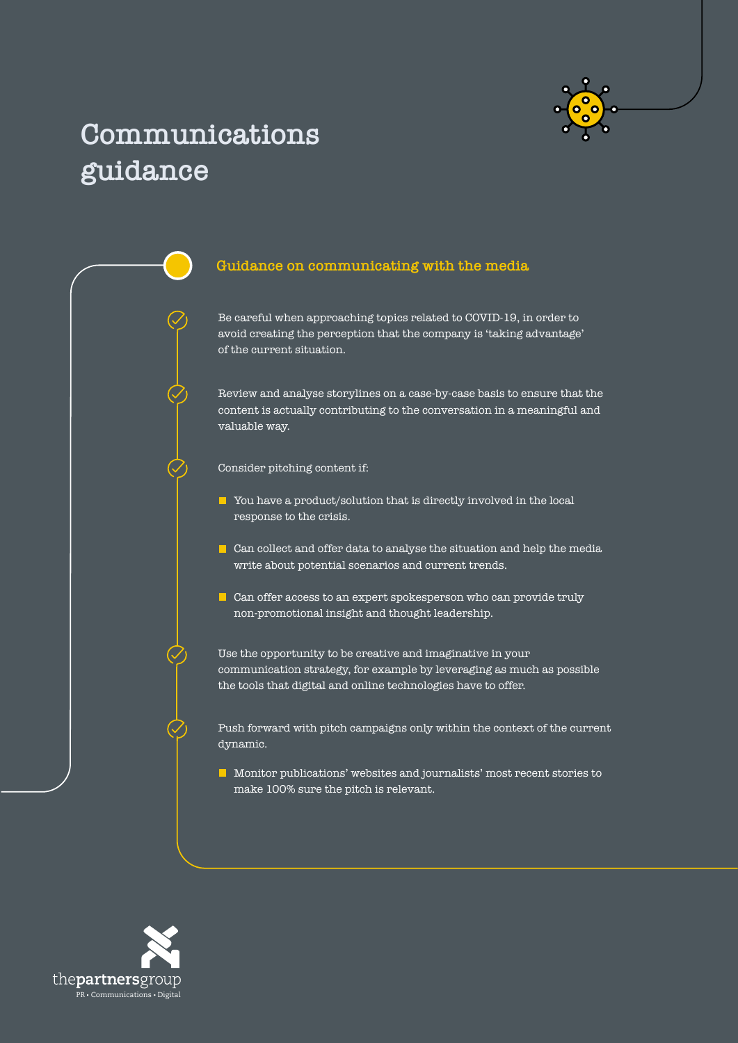# Communications guidance

## Guidance on communicating with the media

- Be careful when approaching topics related to COVID-19, in order to avoid creating the perception that the company is 'taking advantage' of the current situation.

- Review and analyse storylines on a case-by-case basis to ensure that the content is actually contributing to the conversation in a meaningful and valuable way.

- Consider pitching content if:
  - You have a product/solution that is directly involved in the local response to the crisis.
  - Can collect and offer data to analyse the situation and help the media write about potential scenarios and current trends.
  - Can offer access to an expert spokesperson who can provide truly non-promotional insight and thought leadership.

- Use the opportunity to be creative and imaginative in your communication strategy, for example by leveraging as much as possible the tools that digital and online technologies have to offer.

- Push forward with pitch campaigns only within the context of the current dynamic.
  - Monitor publications' websites and journalists' most recent stories to make 100% sure the pitch is relevant.

thepartnersgroup
PR • Communications • Digital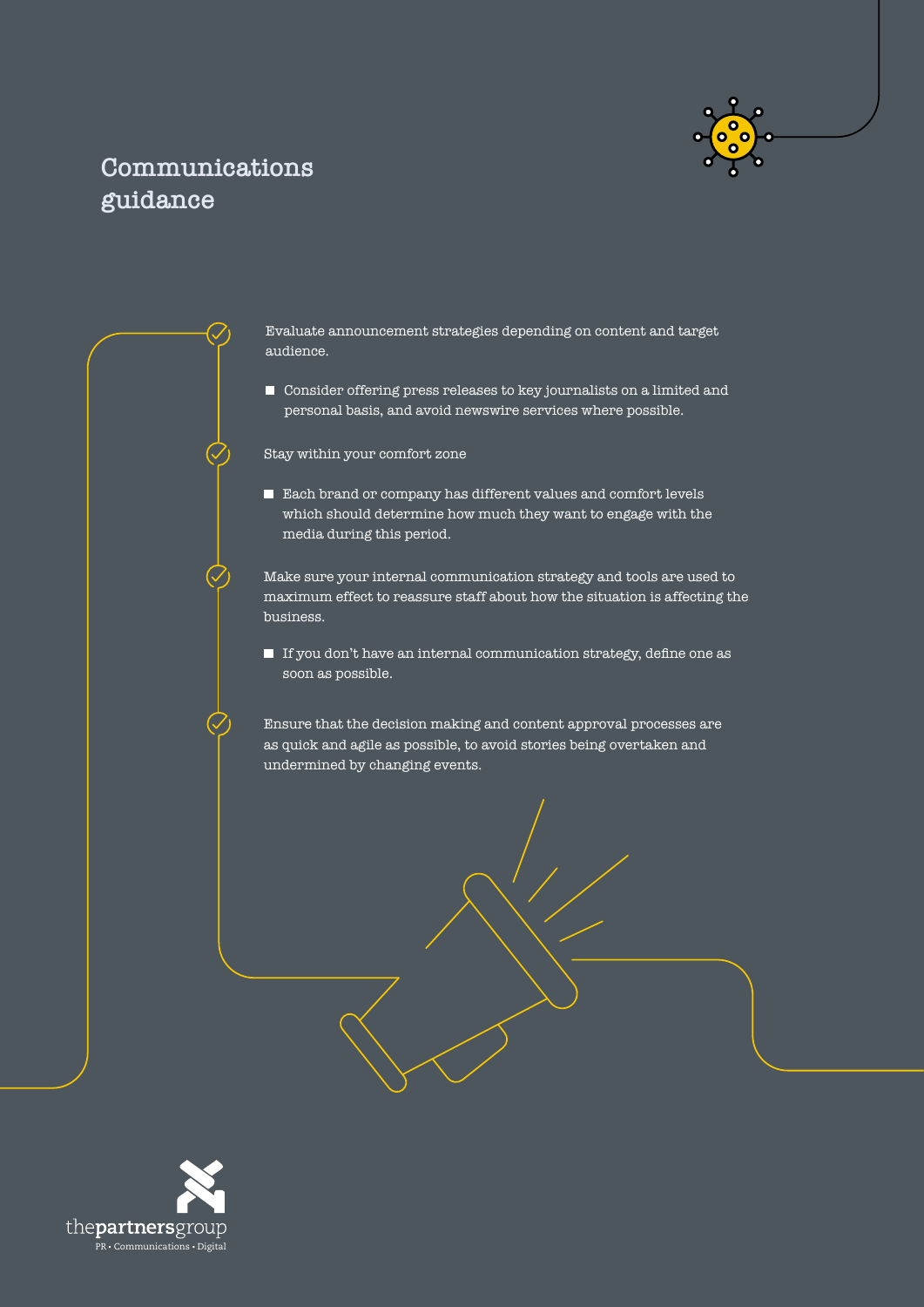# Communications guidance

Evaluate announcement strategies depending on content and target audience.

- Consider offering press releases to key journalists on a limited and personal basis, and avoid newswire services where possible.

Stay within your comfort zone

- Each brand or company has different values and comfort levels which should determine how much they want to engage with the media during this period.

Make sure your internal communication strategy and tools are used to maximum effect to reassure staff about how the situation is affecting the business.

- If you don't have an internal communication strategy, define one as soon as possible.

Ensure that the decision making and content approval processes are as quick and agile as possible, to avoid stories being overtaken and undermined by changing events.

thepartnersgroup
PR • Communications • Digital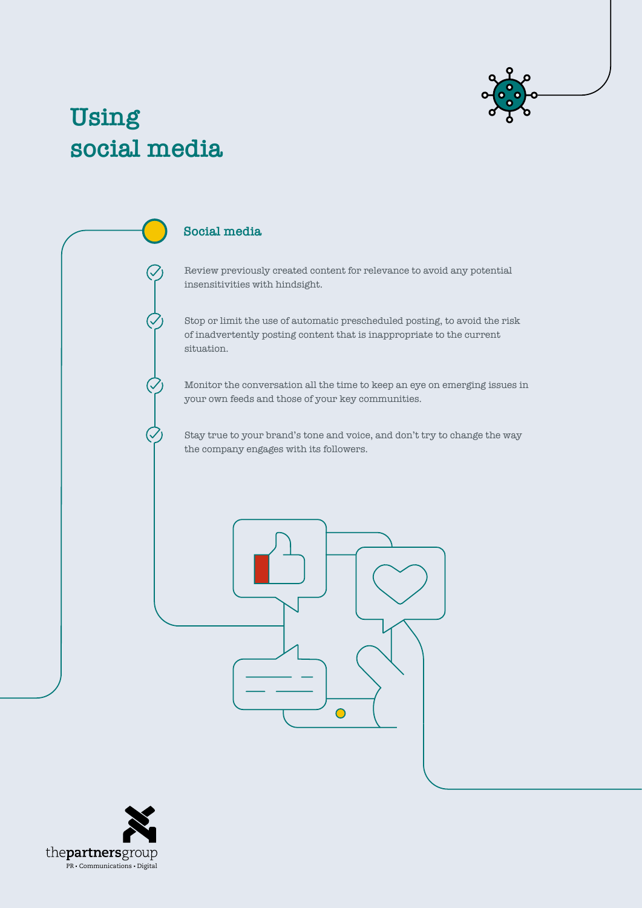# Using social media

## Social media

- Review previously created content for relevance to avoid any potential insensitivities with hindsight.
- Stop or limit the use of automatic prescheduled posting, to avoid the risk of inadvertently posting content that is inappropriate to the current situation.
- Monitor the conversation all the time to keep an eye on emerging issues in your own feeds and those of your key communities.
- Stay true to your brand's tone and voice, and don't try to change the way the company engages with its followers.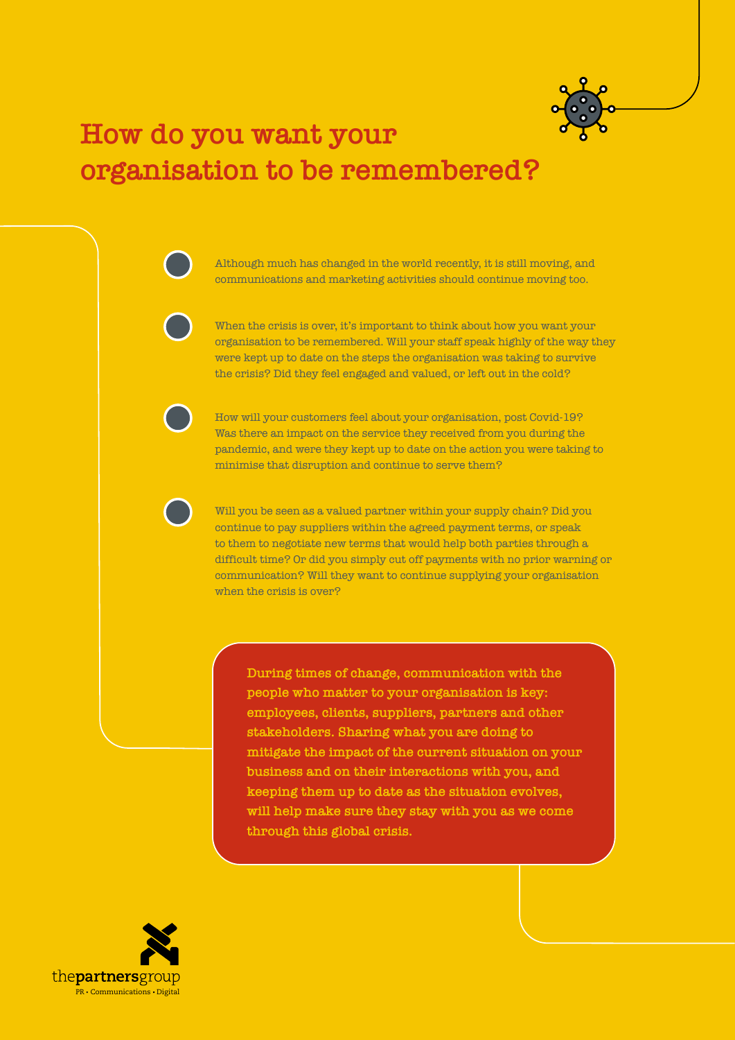# How do you want your organisation to be remembered?

- Although much has changed in the world recently, it is still moving, and communications and marketing activities should continue moving too.

- When the crisis is over, it's important to think about how you want your organisation to be remembered. Will your staff speak highly of the way they were kept up to date on the steps the organisation was taking to survive the crisis? Did they feel engaged and valued, or left out in the cold?

- How will your customers feel about your organisation, post Covid-19? Was there an impact on the service they received from you during the pandemic, and were they kept up to date on the action you were taking to minimise that disruption and continue to serve them?

- Will you be seen as a valued partner within your supply chain? Did you continue to pay suppliers within the agreed payment terms, or speak to them to negotiate new terms that would help both parties through a difficult time? Or did you simply cut off payments with no prior warning or communication? Will they want to continue supplying your organisation when the crisis is over?

**During times of change, communication with the people who matter to your organisation is key: employees, clients, suppliers, partners and other stakeholders. Sharing what you are doing to mitigate the impact of the current situation on your business and on their interactions with you, and keeping them up to date as the situation evolves, will help make sure they stay with you as we come through this global crisis.**

thepartnersgroup
PR • Communications • Digital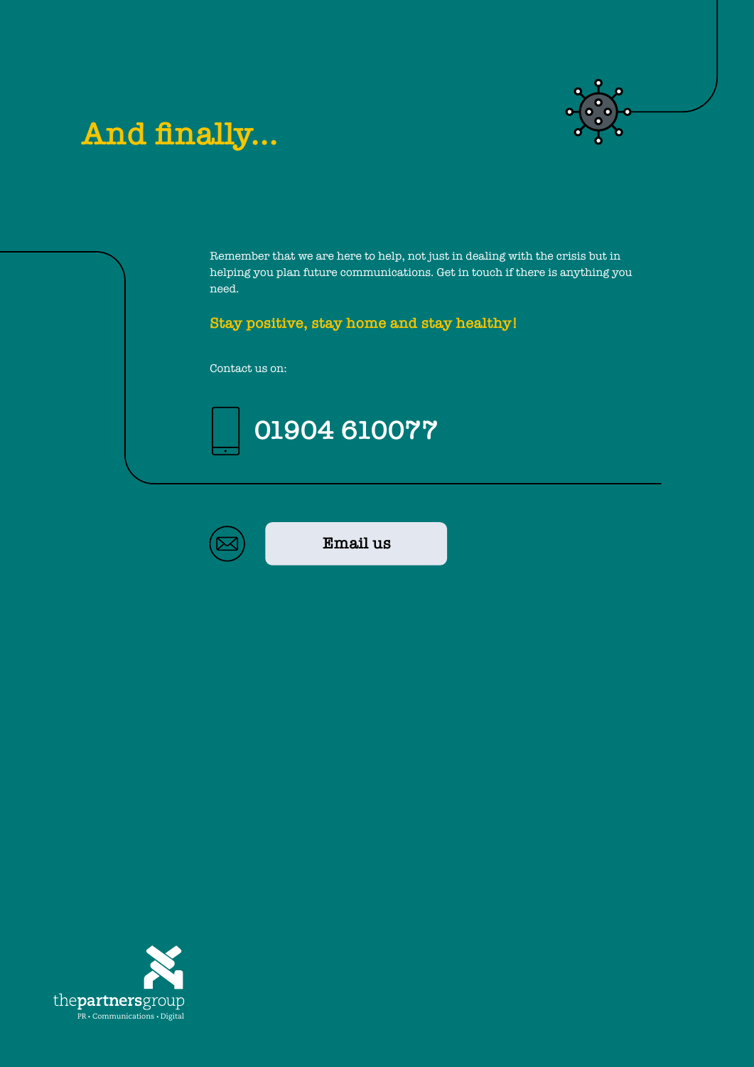# And finally...

Remember that we are here to help, not just in dealing with the crisis but in helping you plan future communications. Get in touch if there is anything you need.

**Stay positive, stay home and stay healthy!**

Contact us on:

01904 610077

Email us

thepartnersgroup
PR • Communications • Digital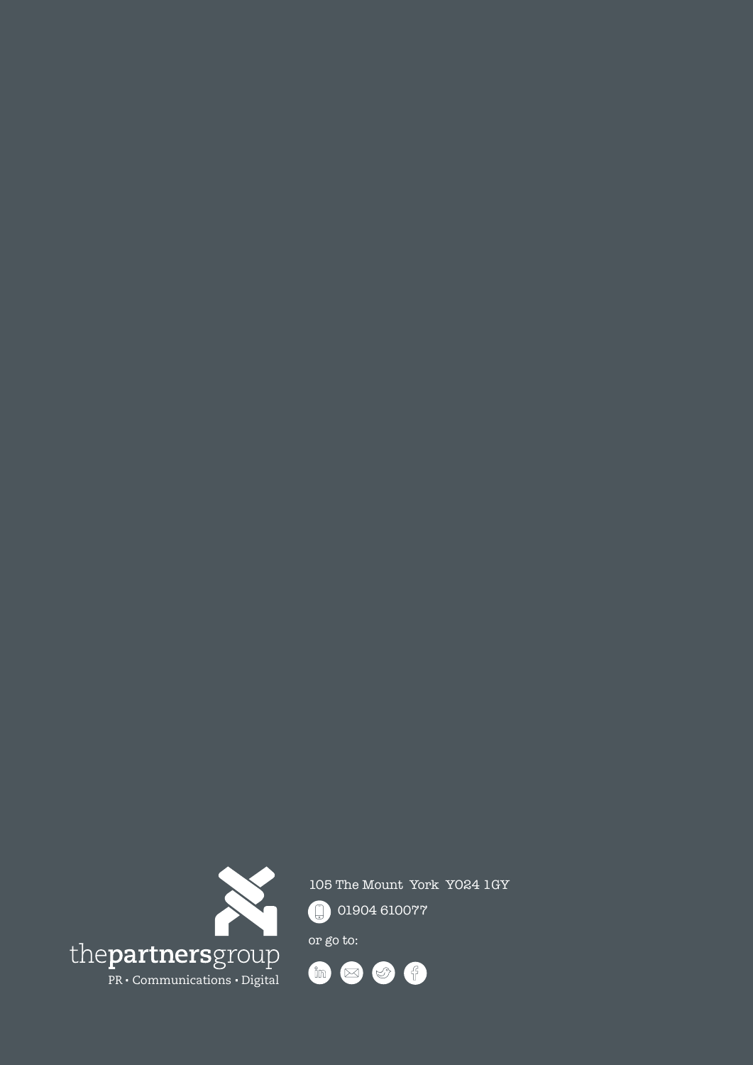thepartnersgroup

PR • Communications • Digital

105 The Mount York YO24 1GY

01904 610077

or go to: